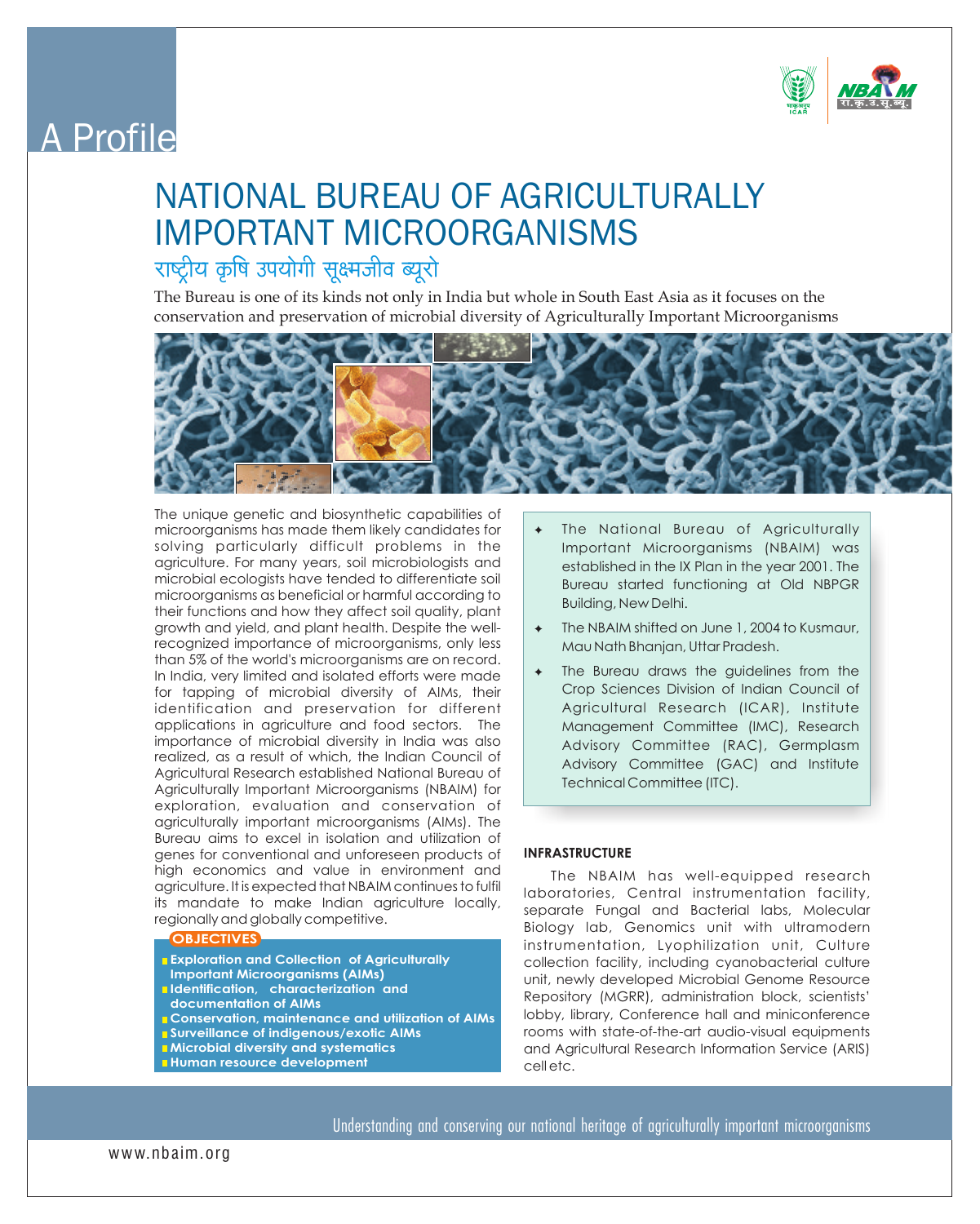A Profile

# NATIONAL BUREAU OF AGRICULTURALLY IMPORTANT MICROORGANISMS

## राष्ट्रीय कृषि उपयोगी सूक्ष्मजीव ब्यूरो

The Bureau is one of its kinds not only in India but whole in South East Asia as it focuses on the conservation and preservation of microbial diversity of Agriculturally Important Microorganisms

The unique genetic and biosynthetic capabilities of microorganisms has made them likely candidates for solving particularly difficult problems in the agriculture. For many years, soil microbiologists and microbial ecologists have tended to differentiate soil microorganisms as beneficial or harmful according to their functions and how they affect soil quality, plant growth and yield, and plant health. Despite the well-recognized importance of microorganisms, only less than 5% of the world's microorganisms are on record. In India, very limited and isolated efforts were made for tapping of microbial diversity of AIMs, their identification and preservation for different applications in agriculture and food sectors. The importance of microbial diversity in India was also realized, as a result of which, the Indian Council of Agricultural Research established National Bureau of Agriculturally Important Microorganisms (NBAIM) for exploration, evaluation and conservation of agriculturally important microorganisms (AIMs). The Bureau aims to excel in isolation and utilization of genes for conventional and unforeseen products of high economics and value in environment and agriculture. It is expected that NBAIM continues to fulfil its mandate to make Indian agriculture locally, regionally and globally competitive.

**OBJECTIVES**

- **Exploration and Collection of Agriculturally Important Microorganisms (AIMs)**
- **Identification, characterization and documentation of AIMs**
- **Conservation, maintenance and utilization of AIMs**
- **Surveillance of indigenous/exotic AIMs**
- **Microbial diversity and systematics**
- **Human resource development**

- The National Bureau of Agriculturally Important Microorganisms (NBAIM) was established in the IX Plan in the year 2001. The Bureau started functioning at Old NBPGR Building, New Delhi.
- The NBAIM shifted on June 1, 2004 to Kusmaur, Mau Nath Bhanjan, Uttar Pradesh.
- The Bureau draws the guidelines from the Crop Sciences Division of Indian Council of Agricultural Research (ICAR), Institute Management Committee (IMC), Research Advisory Committee (RAC), Germplasm Advisory Committee (GAC) and Institute Technical Committee (ITC).

**INFRASTRUCTURE**

The NBAIM has well-equipped research laboratories, Central instrumentation facility, separate Fungal and Bacterial labs, Molecular Biology lab, Genomics unit with ultramodern instrumentation, Lyophilization unit, Culture collection facility, including cyanobacterial culture unit, newly developed Microbial Genome Resource Repository (MGRR), administration block, scientists' lobby, library, Conference hall and miniconference rooms with state-of-the-art audio-visual equipments and Agricultural Research Information Service (ARIS) cell etc.

Understanding and conserving our national heritage of agriculturally important microorganisms

www.nbaim.org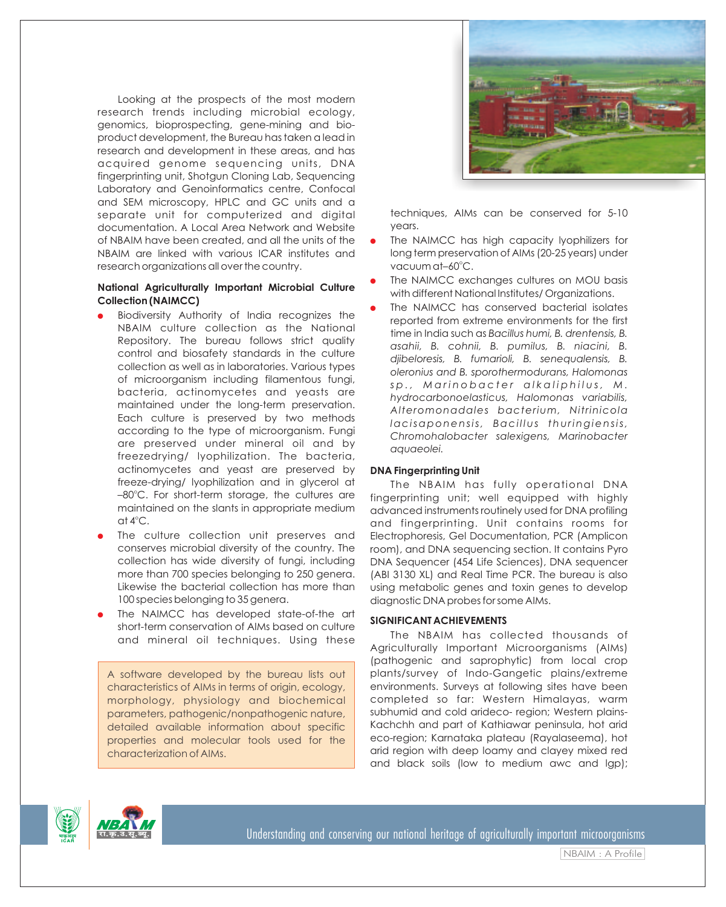Looking at the prospects of the most modern research trends including microbial ecology, genomics, bioprospecting, gene-mining and bio-product development, the Bureau has taken a lead in research and development in these areas, and has acquired genome sequencing units, DNA fingerprinting unit, Shotgun Cloning Lab, Sequencing Laboratory and Genoinformatics centre, Confocal and SEM microscopy, HPLC and GC units and a separate unit for computerized and digital documentation. A Local Area Network and Website of NBAIM have been created, and all the units of the NBAIM are linked with various ICAR institutes and research organizations all over the country.

**National Agriculturally Important Microbial Culture Collection (NAIMCC)**

- Biodiversity Authority of India recognizes the NBAIM culture collection as the National Repository. The bureau follows strict quality control and biosafety standards in the culture collection as well as in laboratories. Various types of microorganism including filamentous fungi, bacteria, actinomycetes and yeasts are maintained under the long-term preservation. Each culture is preserved by two methods according to the type of microorganism. Fungi are preserved under mineral oil and by freezedrying/ lyophilization. The bacteria, actinomycetes and yeast are preserved by freeze-drying/ lyophilization and in glycerol at –80°C. For short-term storage, the cultures are maintained on the slants in appropriate medium at 4°C.
- The culture collection unit preserves and conserves microbial diversity of the country. The collection has wide diversity of fungi, including more than 700 species belonging to 250 genera. Likewise the bacterial collection has more than 100 species belonging to 35 genera.
- The NAIMCC has developed state-of-the art short-term conservation of AIMs based on culture and mineral oil techniques. Using these techniques, AIMs can be conserved for 5-10 years.
- The NAIMCC has high capacity lyophilizers for long term preservation of AIMs (20-25 years) under vacuum at–60°C.
- The NAIMCC exchanges cultures on MOU basis with different National Institutes/ Organizations.
- The NAIMCC has conserved bacterial isolates reported from extreme environments for the first time in India such as *Bacillus humi, B. drentensis, B. asahii, B. cohnii, B. pumilus, B. niacini, B. djibeloresis, B. fumarioli, B. senequalensis, B. oleronius and B. sporothermodurans, Halomonas sp., Marinobacter alkaliphilus, M. hydrocarbonoelasticus, Halomonas variabilis, Alteromonadales bacterium, Nitrinicola lacisaponensis, Bacillus thuringiensis, Chromohalobacter salexigens, Marinobacter aquaeolei.*

A software developed by the bureau lists out characteristics of AIMs in terms of origin, ecology, morphology, physiology and biochemical parameters, pathogenic/nonpathogenic nature, detailed available information about specific properties and molecular tools used for the characterization of AIMs.

**DNA Fingerprinting Unit**

The NBAIM has fully operational DNA fingerprinting unit; well equipped with highly advanced instruments routinely used for DNA profiling and fingerprinting. Unit contains rooms for Electrophoresis, Gel Documentation, PCR (Amplicon room), and DNA sequencing section. It contains Pyro DNA Sequencer (454 Life Sciences), DNA sequencer (ABI 3130 XL) and Real Time PCR. The bureau is also using metabolic genes and toxin genes to develop diagnostic DNA probes for some AIMs.

**SIGNIFICANT ACHIEVEMENTS**

The NBAIM has collected thousands of Agriculturally Important Microorganisms (AIMs) (pathogenic and saprophytic) from local crop plants/survey of Indo-Gangetic plains/extreme environments. Surveys at following sites have been completed so far: Western Himalayas, warm subhumid and cold arideco- region; Western plains-Kachchh and part of Kathiawar peninsula, hot arid eco-region; Karnataka plateau (Rayalaseema), hot arid region with deep loamy and clayey mixed red and black soils (low to medium awc and lgp);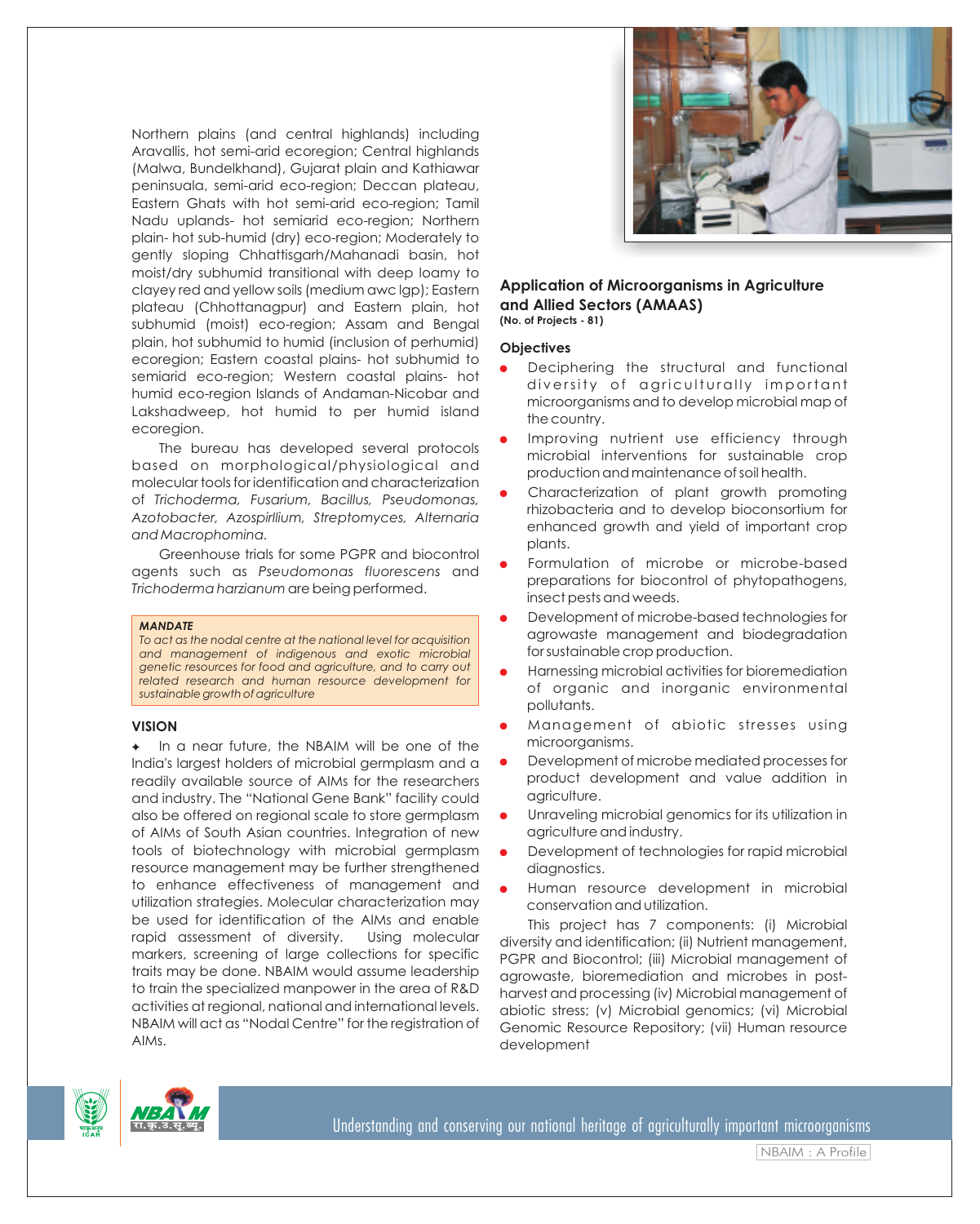Northern plains (and central highlands) including Aravallis, hot semi-arid ecoregion; Central highlands (Malwa, Bundelkhand), Gujarat plain and Kathiawar peninsuala, semi-arid eco-region; Deccan plateau, Eastern Ghats with hot semi-arid eco-region; Tamil Nadu uplands- hot semiarid eco-region; Northern plain- hot sub-humid (dry) eco-region; Moderately to gently sloping Chhattisgarh/Mahanadi basin, hot moist/dry subhumid transitional with deep loamy to clayey red and yellow soils (medium awc lgp); Eastern plateau (Chhottanagpur) and Eastern plain, hot subhumid (moist) eco-region; Assam and Bengal plain, hot subhumid to humid (inclusion of perhumid) ecoregion; Eastern coastal plains- hot subhumid to semiarid eco-region; Western coastal plains- hot humid eco-region Islands of Andaman-Nicobar and Lakshadweep, hot humid to per humid island ecoregion.

The bureau has developed several protocols based on morphological/physiological and molecular tools for identification and characterization of *Trichoderma, Fusarium, Bacillus, Pseudomonas, Azotobacter, Azospirllium, Streptomyces, Alternaria and Macrophomina.*

Greenhouse trials for some PGPR and biocontrol agents such as *Pseudomonas fluorescens* and *Trichoderma harzianum* are being performed.

***MANDATE***

*To act as the nodal centre at the national level for acquisition and management of indigenous and exotic microbial genetic resources for food and agriculture, and to carry out related research and human resource development for sustainable growth of agriculture*

**VISION**

✦ In a near future, the NBAIM will be one of the India's largest holders of microbial germplasm and a readily available source of AIMs for the researchers and industry. The "National Gene Bank" facility could also be offered on regional scale to store germplasm of AIMs of South Asian countries. Integration of new tools of biotechnology with microbial germplasm resource management may be further strengthened to enhance effectiveness of management and utilization strategies. Molecular characterization may be used for identification of the AIMs and enable rapid assessment of diversity. Using molecular markers, screening of large collections for specific traits may be done. NBAIM would assume leadership to train the specialized manpower in the area of R&D activities at regional, national and international levels. NBAIM will act as "Nodal Centre" for the registration of AIMs.

## Application of Microorganisms in Agriculture and Allied Sectors (AMAAS)

**(No. of Projects - 81)**

**Objectives**

- Deciphering the structural and functional diversity of agriculturally important microorganisms and to develop microbial map of the country.
- Improving nutrient use efficiency through microbial interventions for sustainable crop production and maintenance of soil health.
- Characterization of plant growth promoting rhizobacteria and to develop bioconsortium for enhanced growth and yield of important crop plants.
- Formulation of microbe or microbe-based preparations for biocontrol of phytopathogens, insect pests and weeds.
- Development of microbe-based technologies for agrowaste management and biodegradation for sustainable crop production.
- Harnessing microbial activities for bioremediation of organic and inorganic environmental pollutants.
- Management of abiotic stresses using microorganisms.
- Development of microbe mediated processes for product development and value addition in agriculture.
- Unraveling microbial genomics for its utilization in agriculture and industry.
- Development of technologies for rapid microbial diagnostics.
- Human resource development in microbial conservation and utilization.

This project has 7 components: (i) Microbial diversity and identification; (ii) Nutrient management, PGPR and Biocontrol; (iii) Microbial management of agrowaste, bioremediation and microbes in post-harvest and processing (iv) Microbial management of abiotic stress; (v) Microbial genomics; (vi) Microbial Genomic Resource Repository; (vii) Human resource development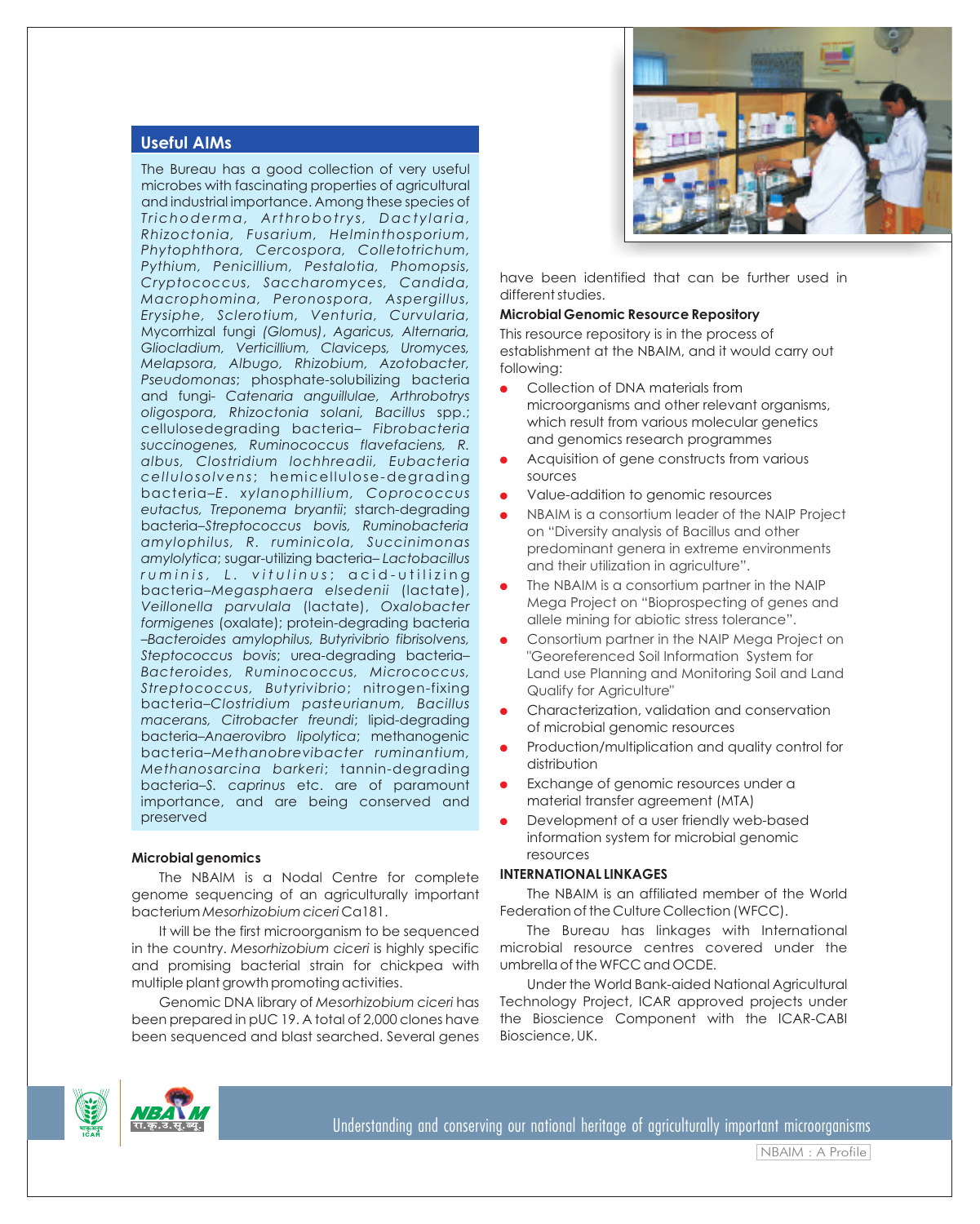## Useful AIMs

The Bureau has a good collection of very useful microbes with fascinating properties of agricultural and industrial importance. Among these species of *Trichoderma, Arthrobotrys, Dactylaria, Rhizoctonia, Fusarium, Helminthosporium, Phytophthora, Cercospora, Colletotrichum, Pythium, Penicillium, Pestalotia, Phomopsis, Cryptococcus, Saccharomyces, Candida, Macrophomina, Peronospora, Aspergillus, Erysiphe, Sclerotium, Venturia, Curvularia,* Mycorrhizal fungi *(Glomus)*, *Agaricus, Alternaria, Gliocladium, Verticillium, Claviceps, Uromyces, Melapsora, Albugo, Rhizobium, Azotobacter, Pseudomonas*; phosphate-solubilizing bacteria and fungi- *Catenaria anguillulae, Arthrobotrys oligospora, Rhizoctonia solani, Bacillus* spp.; cellulosedegrading bacteria– *Fibrobacteria succinogenes, Ruminococcus flavefaciens, R. albus, Clostridium lochhreadii, Eubacteria cellulosolvens*; hemicellulose-degrading bacteria–*E. xylanophillium, Coprococcus eutactus, Treponema bryantii*; starch-degrading bacteria–*Streptococcus bovis, Ruminobacteria amylophilus, R. ruminicola, Succinimonas amylolytica*; sugar-utilizing bacteria– *Lactobacillus ruminis, L. vitulinus*; acid-utilizing bacteria–*Megasphaera elsedenii* (lactate), *Veillonella parvulala* (lactate), *Oxalobacter formigenes* (oxalate); protein-degrading bacteria –*Bacteroides amylophilus, Butyrivibrio fibrisolvens, Steptococcus bovis*; urea-degrading bacteria– *Bacteroides, Ruminococcus, Micrococcus, Streptococcus, Butyrivibrio*; nitrogen-fixing bacteria–*Clostridium pasteurianum, Bacillus macerans, Citrobacter freundi*; lipid-degrading bacteria–*Anaerovibro lipolytica*; methanogenic bacteria–*Methanobrevibacter ruminantium, Methanosarcina barkeri*; tannin-degrading bacteria–*S. caprinus* etc. are of paramount importance, and are being conserved and preserved

**Microbial genomics**

The NBAIM is a Nodal Centre for complete genome sequencing of an agriculturally important bacterium *Mesorhizobium ciceri* Ca181.

It will be the first microorganism to be sequenced in the country. *Mesorhizobium ciceri* is highly specific and promising bacterial strain for chickpea with multiple plant growth promoting activities.

Genomic DNA library of *Mesorhizobium ciceri* has been prepared in pUC 19. A total of 2,000 clones have been sequenced and blast searched. Several genes have been identified that can be further used in different studies.

**Microbial Genomic Resource Repository**

This resource repository is in the process of establishment at the NBAIM, and it would carry out following:

- Collection of DNA materials from microorganisms and other relevant organisms, which result from various molecular genetics and genomics research programmes
- Acquisition of gene constructs from various sources
- Value-addition to genomic resources
- NBAIM is a consortium leader of the NAIP Project on "Diversity analysis of Bacillus and other predominant genera in extreme environments and their utilization in agriculture".
- The NBAIM is a consortium partner in the NAIP Mega Project on "Bioprospecting of genes and allele mining for abiotic stress tolerance".
- Consortium partner in the NAIP Mega Project on "Georeferenced Soil Information System for Land use Planning and Monitoring Soil and Land Qualify for Agriculture"
- Characterization, validation and conservation of microbial genomic resources
- Production/multiplication and quality control for distribution
- Exchange of genomic resources under a material transfer agreement (MTA)
- Development of a user friendly web-based information system for microbial genomic resources

**INTERNATIONAL LINKAGES**

The NBAIM is an affiliated member of the World Federation of the Culture Collection (WFCC).

The Bureau has linkages with International microbial resource centres covered under the umbrella of the WFCC and OCDE.

Under the World Bank-aided National Agricultural Technology Project, ICAR approved projects under the Bioscience Component with the ICAR-CABI Bioscience, UK.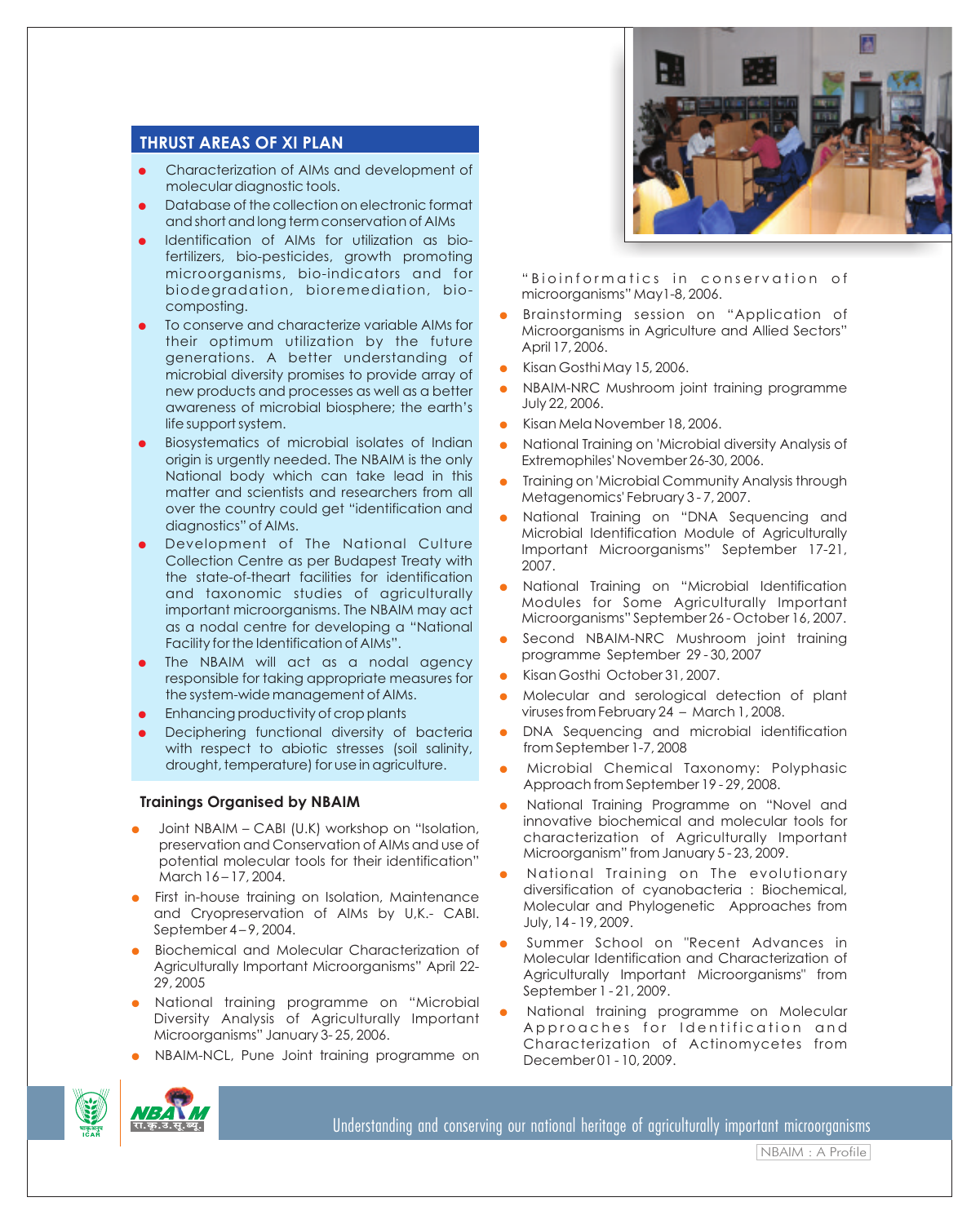## THRUST AREAS OF XI PLAN

- Characterization of AIMs and development of molecular diagnostic tools.
- Database of the collection on electronic format and short and long term conservation of AIMs
- Identification of AIMs for utilization as bio-fertilizers, bio-pesticides, growth promoting microorganisms, bio-indicators and for biodegradation, bioremediation, bio-composting.
- To conserve and characterize variable AIMs for their optimum utilization by the future generations. A better understanding of microbial diversity promises to provide array of new products and processes as well as a better awareness of microbial biosphere; the earth's life support system.
- Biosystematics of microbial isolates of Indian origin is urgently needed. The NBAIM is the only National body which can take lead in this matter and scientists and researchers from all over the country could get "identification and diagnostics" of AIMs.
- Development of The National Culture Collection Centre as per Budapest Treaty with the state-of-theart facilities for identification and taxonomic studies of agriculturally important microorganisms. The NBAIM may act as a nodal centre for developing a "National Facility for the Identification of AIMs".
- The NBAIM will act as a nodal agency responsible for taking appropriate measures for the system-wide management of AIMs.
- Enhancing productivity of crop plants
- Deciphering functional diversity of bacteria with respect to abiotic stresses (soil salinity, drought, temperature) for use in agriculture.

### Trainings Organised by NBAIM

- Joint NBAIM – CABI (U.K) workshop on "Isolation, preservation and Conservation of AIMs and use of potential molecular tools for their identification" March 16 – 17, 2004.
- First in-house training on Isolation, Maintenance and Cryopreservation of AIMs by U.K.- CABI. September 4 – 9, 2004.
- Biochemical and Molecular Characterization of Agriculturally Important Microorganisms" April 22-29, 2005
- National training programme on "Microbial Diversity Analysis of Agriculturally Important Microorganisms" January 3- 25, 2006.
- NBAIM-NCL, Pune Joint training programme on "Bioinformatics in conservation of microorganisms" May1-8, 2006.
- Brainstorming session on "Application of Microorganisms in Agriculture and Allied Sectors" April 17, 2006.
- Kisan Gosthi May 15, 2006.
- NBAIM-NRC Mushroom joint training programme July 22, 2006.
- Kisan Mela November 18, 2006.
- National Training on 'Microbial diversity Analysis of Extremophiles' November 26-30, 2006.
- Training on 'Microbial Community Analysis through Metagenomics' February 3 - 7, 2007.
- National Training on "DNA Sequencing and Microbial Identification Module of Agriculturally Important Microorganisms" September 17-21, 2007.
- National Training on "Microbial Identification Modules for Some Agriculturally Important Microorganisms" September 26 - October 16, 2007.
- Second NBAIM-NRC Mushroom joint training programme September 29 - 30, 2007
- Kisan Gosthi October 31, 2007.
- Molecular and serological detection of plant viruses from February 24 – March 1, 2008.
- DNA Sequencing and microbial identification from September 1-7, 2008
- Microbial Chemical Taxonomy: Polyphasic Approach from September 19 - 29, 2008.
- National Training Programme on "Novel and innovative biochemical and molecular tools for characterization of Agriculturally Important Microorganism" from January 5 - 23, 2009.
- National Training on The evolutionary diversification of cyanobacteria : Biochemical, Molecular and Phylogenetic Approaches from July, 14 - 19, 2009.
- Summer School on "Recent Advances in Molecular Identification and Characterization of Agriculturally Important Microorganisms" from September 1 - 21, 2009.
- National training programme on Molecular Approaches for Identification and Characterization of Actinomycetes from December 01 - 10, 2009.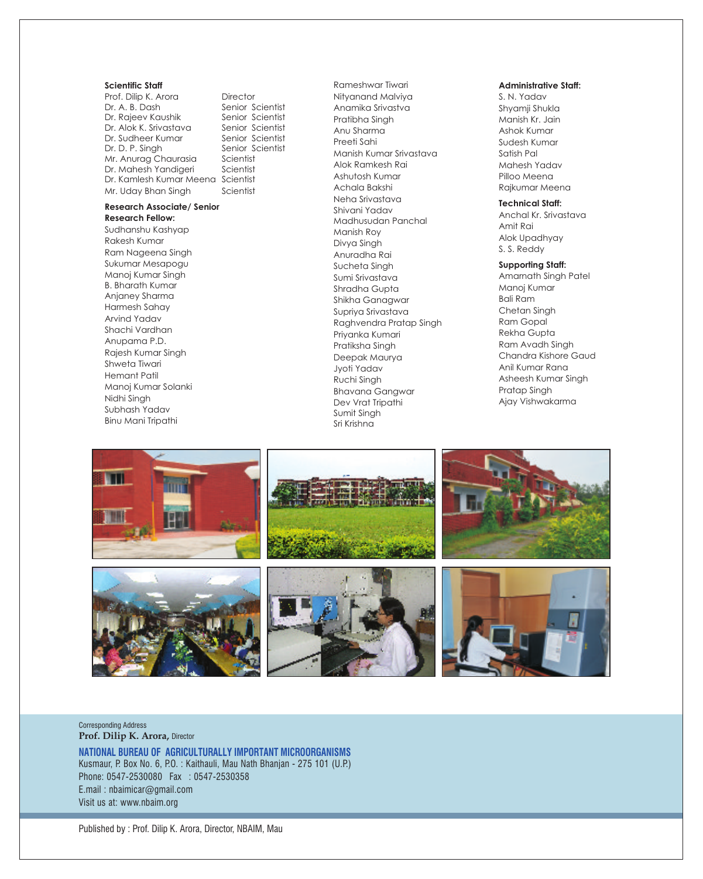**Scientific Staff**

| | |
|---|---|
| Prof. Dilip K. Arora | Director |
| Dr. A. B. Dash | Senior Scientist |
| Dr. Rajeev Kaushik | Senior Scientist |
| Dr. Alok K. Srivastava | Senior Scientist |
| Dr. Sudheer Kumar | Senior Scientist |
| Dr. D. P. Singh | Senior Scientist |
| Mr. Anurag Chaurasia | Scientist |
| Dr. Mahesh Yandigeri | Scientist |
| Dr. Kamlesh Kumar Meena | Scientist |
| Mr. Uday Bhan Singh | Scientist |

**Research Associate/ Senior Research Fellow:**

Sudhanshu Kashyap
Rakesh Kumar
Ram Nageena Singh
Sukumar Mesapogu
Manoj Kumar Singh
B. Bharath Kumar
Anjaney Sharma
Harmesh Sahay
Arvind Yadav
Shachi Vardhan
Anupama P.D.
Rajesh Kumar Singh
Shweta Tiwari
Hemant Patil
Manoj Kumar Solanki
Nidhi Singh
Subhash Yadav
Binu Mani Tripathi
Rameshwar Tiwari
Nityanand Malviya
Anamika Srivastva
Pratibha Singh
Anu Sharma
Preeti Sahi
Manish Kumar Srivastava
Alok Ramkesh Rai
Ashutosh Kumar
Achala Bakshi
Neha Srivastava
Shivani Yadav
Madhusudan Panchal
Manish Roy
Divya Singh
Anuradha Rai
Sucheta Singh
Sumi Srivastava
Shradha Gupta
Shikha Ganagwar
Supriya Srivastava
Raghvendra Pratap Singh
Priyanka Kumari
Pratiksha Singh
Deepak Maurya
Jyoti Yadav
Ruchi Singh
Bhavana Gangwar
Dev Vrat Tripathi
Sumit Singh
Sri Krishna

**Administrative Staff:**

S. N. Yadav
Shyamji Shukla
Manish Kr. Jain
Ashok Kumar
Sudesh Kumar
Satish Pal
Mahesh Yadav
Pilloo Meena
Rajkumar Meena

**Technical Staff:**

Anchal Kr. Srivastava
Amit Rai
Alok Upadhyay
S. S. Reddy

**Supporting Staff:**

Amarnath Singh Patel
Manoj Kumar
Bali Ram
Chetan Singh
Ram Gopal
Rekha Gupta
Ram Avadh Singh
Chandra Kishore Gaud
Anil Kumar Rana
Asheesh Kumar Singh
Pratap Singh
Ajay Vishwakarma

Corresponding Address
**Prof. Dilip K. Arora,** Director

**NATIONAL BUREAU OF AGRICULTURALLY IMPORTANT MICROORGANISMS**
Kusmaur, P. Box No. 6, P.O. : Kaithauli, Mau Nath Bhanjan - 275 101 (U.P.)
Phone: 0547-2530080 Fax : 0547-2530358
E.mail : nbaimicar@gmail.com
Visit us at: www.nbaim.org

Published by : Prof. Dilip K. Arora, Director, NBAIM, Mau